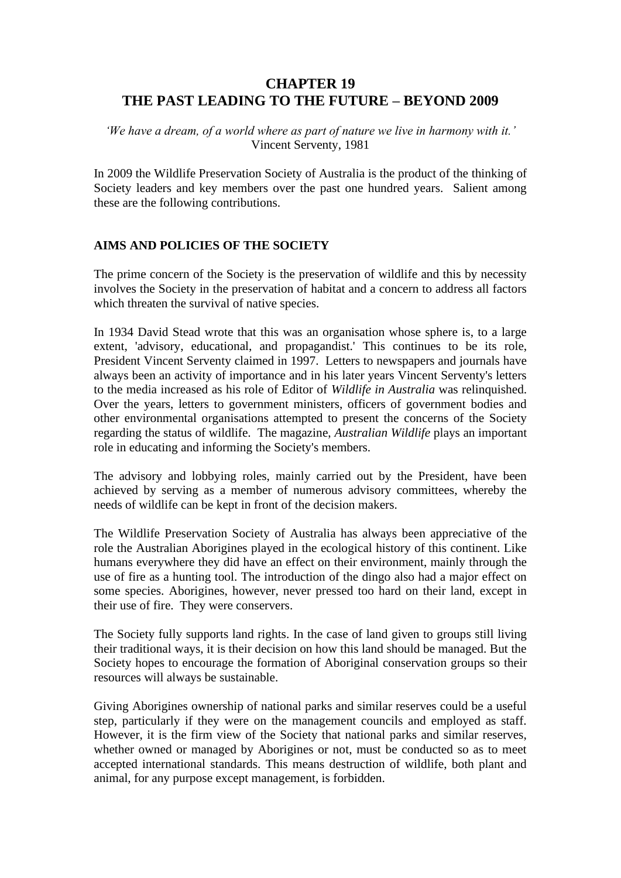# CHAPTER 19
# THE PAST LEADING TO THE FUTURE – BEYOND 2009

*'We have a dream, of a world where as part of nature we live in harmony with it.'*
Vincent Serventy, 1981

In 2009 the Wildlife Preservation Society of Australia is the product of the thinking of Society leaders and key members over the past one hundred years. Salient among these are the following contributions.

## AIMS AND POLICIES OF THE SOCIETY

The prime concern of the Society is the preservation of wildlife and this by necessity involves the Society in the preservation of habitat and a concern to address all factors which threaten the survival of native species.

In 1934 David Stead wrote that this was an organisation whose sphere is, to a large extent, 'advisory, educational, and propagandist.' This continues to be its role, President Vincent Serventy claimed in 1997. Letters to newspapers and journals have always been an activity of importance and in his later years Vincent Serventy's letters to the media increased as his role of Editor of *Wildlife in Australia* was relinquished. Over the years, letters to government ministers, officers of government bodies and other environmental organisations attempted to present the concerns of the Society regarding the status of wildlife. The magazine, *Australian Wildlife* plays an important role in educating and informing the Society's members.

The advisory and lobbying roles, mainly carried out by the President, have been achieved by serving as a member of numerous advisory committees, whereby the needs of wildlife can be kept in front of the decision makers.

The Wildlife Preservation Society of Australia has always been appreciative of the role the Australian Aborigines played in the ecological history of this continent. Like humans everywhere they did have an effect on their environment, mainly through the use of fire as a hunting tool. The introduction of the dingo also had a major effect on some species. Aborigines, however, never pressed too hard on their land, except in their use of fire. They were conservers.

The Society fully supports land rights. In the case of land given to groups still living their traditional ways, it is their decision on how this land should be managed. But the Society hopes to encourage the formation of Aboriginal conservation groups so their resources will always be sustainable.

Giving Aborigines ownership of national parks and similar reserves could be a useful step, particularly if they were on the management councils and employed as staff. However, it is the firm view of the Society that national parks and similar reserves, whether owned or managed by Aborigines or not, must be conducted so as to meet accepted international standards. This means destruction of wildlife, both plant and animal, for any purpose except management, is forbidden.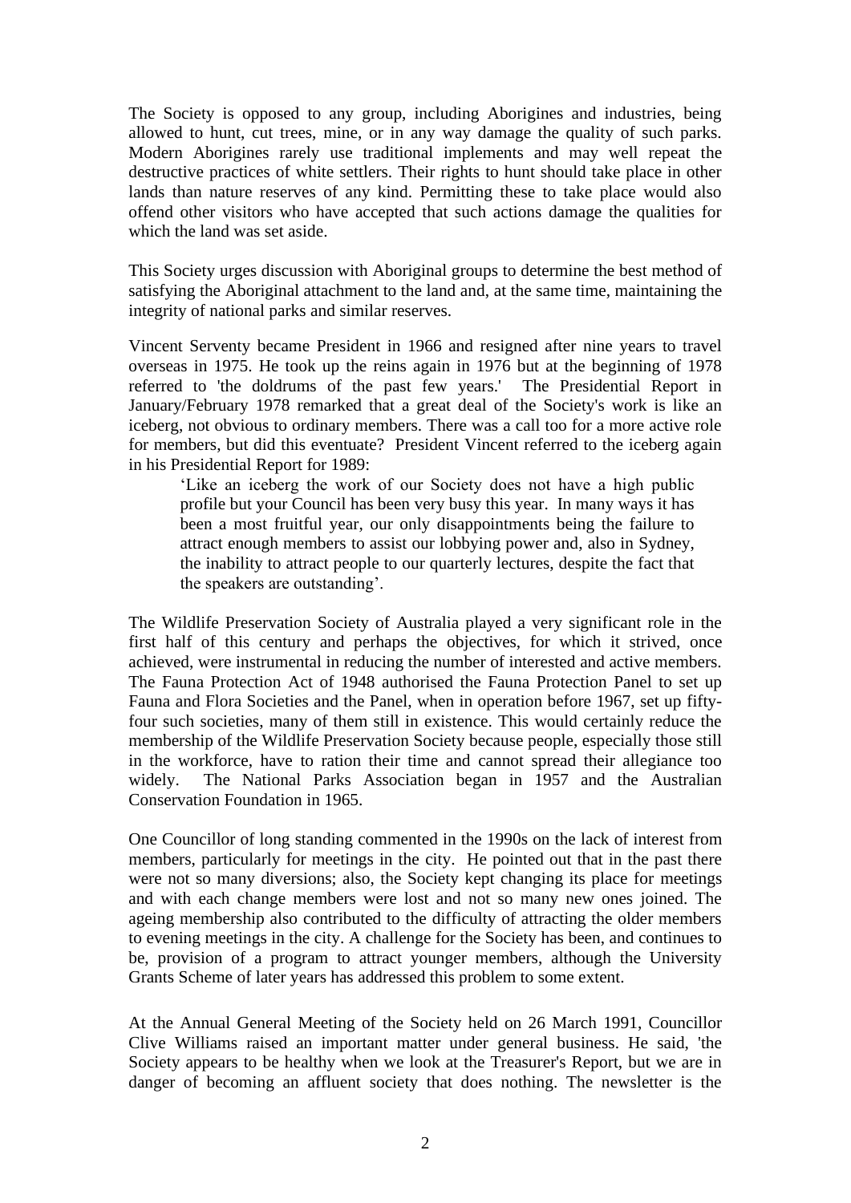The Society is opposed to any group, including Aborigines and industries, being allowed to hunt, cut trees, mine, or in any way damage the quality of such parks. Modern Aborigines rarely use traditional implements and may well repeat the destructive practices of white settlers. Their rights to hunt should take place in other lands than nature reserves of any kind. Permitting these to take place would also offend other visitors who have accepted that such actions damage the qualities for which the land was set aside.

This Society urges discussion with Aboriginal groups to determine the best method of satisfying the Aboriginal attachment to the land and, at the same time, maintaining the integrity of national parks and similar reserves.

Vincent Serventy became President in 1966 and resigned after nine years to travel overseas in 1975. He took up the reins again in 1976 but at the beginning of 1978 referred to 'the doldrums of the past few years.' The Presidential Report in January/February 1978 remarked that a great deal of the Society's work is like an iceberg, not obvious to ordinary members. There was a call too for a more active role for members, but did this eventuate? President Vincent referred to the iceberg again in his Presidential Report for 1989:

> 'Like an iceberg the work of our Society does not have a high public profile but your Council has been very busy this year. In many ways it has been a most fruitful year, our only disappointments being the failure to attract enough members to assist our lobbying power and, also in Sydney, the inability to attract people to our quarterly lectures, despite the fact that the speakers are outstanding'.

The Wildlife Preservation Society of Australia played a very significant role in the first half of this century and perhaps the objectives, for which it strived, once achieved, were instrumental in reducing the number of interested and active members. The Fauna Protection Act of 1948 authorised the Fauna Protection Panel to set up Fauna and Flora Societies and the Panel, when in operation before 1967, set up fifty-four such societies, many of them still in existence. This would certainly reduce the membership of the Wildlife Preservation Society because people, especially those still in the workforce, have to ration their time and cannot spread their allegiance too widely. The National Parks Association began in 1957 and the Australian Conservation Foundation in 1965.

One Councillor of long standing commented in the 1990s on the lack of interest from members, particularly for meetings in the city. He pointed out that in the past there were not so many diversions; also, the Society kept changing its place for meetings and with each change members were lost and not so many new ones joined. The ageing membership also contributed to the difficulty of attracting the older members to evening meetings in the city. A challenge for the Society has been, and continues to be, provision of a program to attract younger members, although the University Grants Scheme of later years has addressed this problem to some extent.

At the Annual General Meeting of the Society held on 26 March 1991, Councillor Clive Williams raised an important matter under general business. He said, 'the Society appears to be healthy when we look at the Treasurer's Report, but we are in danger of becoming an affluent society that does nothing. The newsletter is the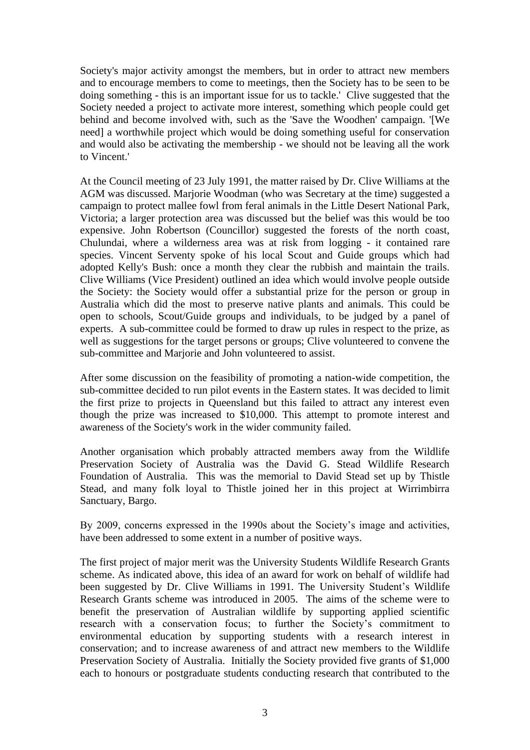Society's major activity amongst the members, but in order to attract new members and to encourage members to come to meetings, then the Society has to be seen to be doing something - this is an important issue for us to tackle.' Clive suggested that the Society needed a project to activate more interest, something which people could get behind and become involved with, such as the 'Save the Woodhen' campaign. '[We need] a worthwhile project which would be doing something useful for conservation and would also be activating the membership - we should not be leaving all the work to Vincent.'

At the Council meeting of 23 July 1991, the matter raised by Dr. Clive Williams at the AGM was discussed. Marjorie Woodman (who was Secretary at the time) suggested a campaign to protect mallee fowl from feral animals in the Little Desert National Park, Victoria; a larger protection area was discussed but the belief was this would be too expensive. John Robertson (Councillor) suggested the forests of the north coast, Chulundai, where a wilderness area was at risk from logging - it contained rare species. Vincent Serventy spoke of his local Scout and Guide groups which had adopted Kelly's Bush: once a month they clear the rubbish and maintain the trails. Clive Williams (Vice President) outlined an idea which would involve people outside the Society: the Society would offer a substantial prize for the person or group in Australia which did the most to preserve native plants and animals. This could be open to schools, Scout/Guide groups and individuals, to be judged by a panel of experts. A sub-committee could be formed to draw up rules in respect to the prize, as well as suggestions for the target persons or groups; Clive volunteered to convene the sub-committee and Marjorie and John volunteered to assist.

After some discussion on the feasibility of promoting a nation-wide competition, the sub-committee decided to run pilot events in the Eastern states. It was decided to limit the first prize to projects in Queensland but this failed to attract any interest even though the prize was increased to $10,000. This attempt to promote interest and awareness of the Society's work in the wider community failed.

Another organisation which probably attracted members away from the Wildlife Preservation Society of Australia was the David G. Stead Wildlife Research Foundation of Australia. This was the memorial to David Stead set up by Thistle Stead, and many folk loyal to Thistle joined her in this project at Wirrimbirra Sanctuary, Bargo.

By 2009, concerns expressed in the 1990s about the Society's image and activities, have been addressed to some extent in a number of positive ways.

The first project of major merit was the University Students Wildlife Research Grants scheme. As indicated above, this idea of an award for work on behalf of wildlife had been suggested by Dr. Clive Williams in 1991. The University Student's Wildlife Research Grants scheme was introduced in 2005. The aims of the scheme were to benefit the preservation of Australian wildlife by supporting applied scientific research with a conservation focus; to further the Society's commitment to environmental education by supporting students with a research interest in conservation; and to increase awareness of and attract new members to the Wildlife Preservation Society of Australia. Initially the Society provided five grants of $1,000 each to honours or postgraduate students conducting research that contributed to the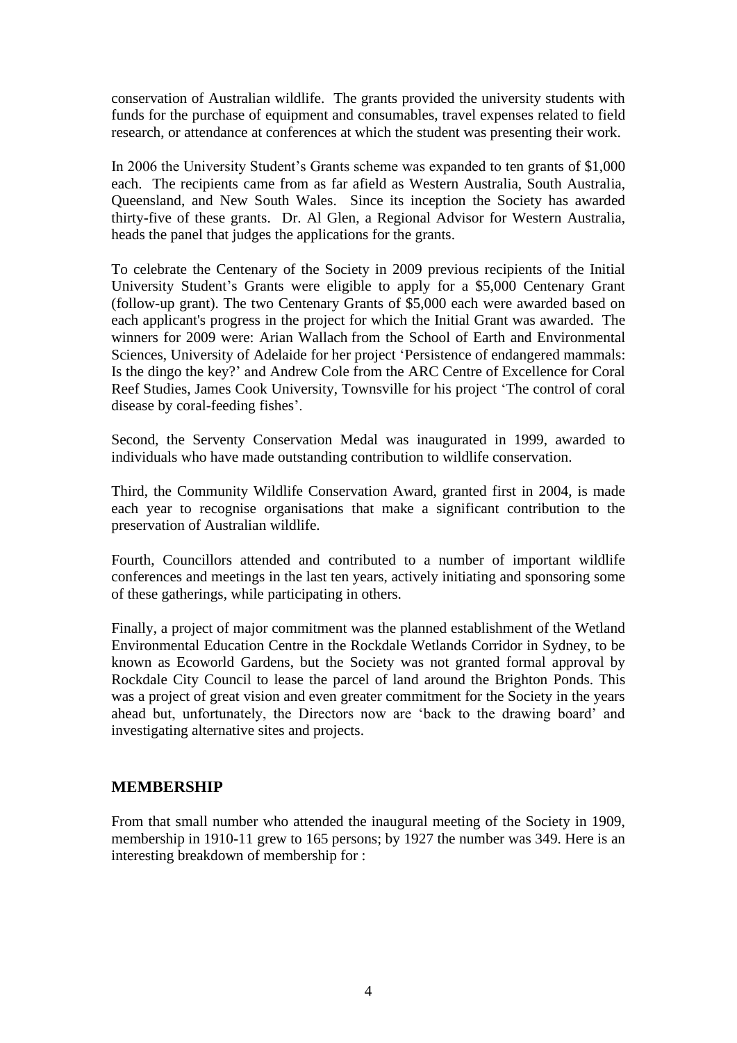conservation of Australian wildlife. The grants provided the university students with funds for the purchase of equipment and consumables, travel expenses related to field research, or attendance at conferences at which the student was presenting their work.

In 2006 the University Student's Grants scheme was expanded to ten grants of $1,000 each. The recipients came from as far afield as Western Australia, South Australia, Queensland, and New South Wales. Since its inception the Society has awarded thirty-five of these grants. Dr. Al Glen, a Regional Advisor for Western Australia, heads the panel that judges the applications for the grants.

To celebrate the Centenary of the Society in 2009 previous recipients of the Initial University Student's Grants were eligible to apply for a $5,000 Centenary Grant (follow-up grant). The two Centenary Grants of $5,000 each were awarded based on each applicant's progress in the project for which the Initial Grant was awarded. The winners for 2009 were: Arian Wallach from the School of Earth and Environmental Sciences, University of Adelaide for her project 'Persistence of endangered mammals: Is the dingo the key?' and Andrew Cole from the ARC Centre of Excellence for Coral Reef Studies, James Cook University, Townsville for his project 'The control of coral disease by coral-feeding fishes'.

Second, the Serventy Conservation Medal was inaugurated in 1999, awarded to individuals who have made outstanding contribution to wildlife conservation.

Third, the Community Wildlife Conservation Award, granted first in 2004, is made each year to recognise organisations that make a significant contribution to the preservation of Australian wildlife.

Fourth, Councillors attended and contributed to a number of important wildlife conferences and meetings in the last ten years, actively initiating and sponsoring some of these gatherings, while participating in others.

Finally, a project of major commitment was the planned establishment of the Wetland Environmental Education Centre in the Rockdale Wetlands Corridor in Sydney, to be known as Ecoworld Gardens, but the Society was not granted formal approval by Rockdale City Council to lease the parcel of land around the Brighton Ponds. This was a project of great vision and even greater commitment for the Society in the years ahead but, unfortunately, the Directors now are 'back to the drawing board' and investigating alternative sites and projects.

## MEMBERSHIP

From that small number who attended the inaugural meeting of the Society in 1909, membership in 1910-11 grew to 165 persons; by 1927 the number was 349. Here is an interesting breakdown of membership for :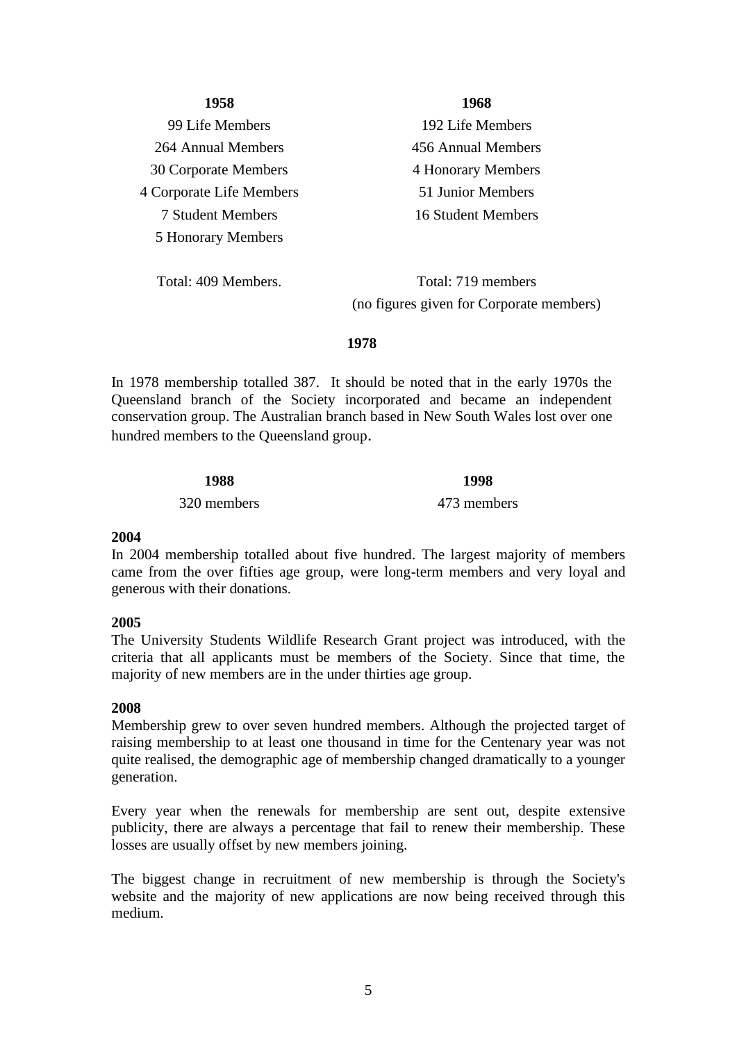**1958**

99 Life Members
264 Annual Members
30 Corporate Members
4 Corporate Life Members
7 Student Members
5 Honorary Members

Total: 409 Members.

**1968**

192 Life Members
456 Annual Members
4 Honorary Members
51 Junior Members
16 Student Members

Total: 719 members
(no figures given for Corporate members)

**1978**

In 1978 membership totalled 387. It should be noted that in the early 1970s the Queensland branch of the Society incorporated and became an independent conservation group. The Australian branch based in New South Wales lost over one hundred members to the Queensland group.

**1988**

320 members

**1998**

473 members

**2004**

In 2004 membership totalled about five hundred. The largest majority of members came from the over fifties age group, were long-term members and very loyal and generous with their donations.

**2005**

The University Students Wildlife Research Grant project was introduced, with the criteria that all applicants must be members of the Society. Since that time, the majority of new members are in the under thirties age group.

**2008**

Membership grew to over seven hundred members. Although the projected target of raising membership to at least one thousand in time for the Centenary year was not quite realised, the demographic age of membership changed dramatically to a younger generation.

Every year when the renewals for membership are sent out, despite extensive publicity, there are always a percentage that fail to renew their membership. These losses are usually offset by new members joining.

The biggest change in recruitment of new membership is through the Society's website and the majority of new applications are now being received through this medium.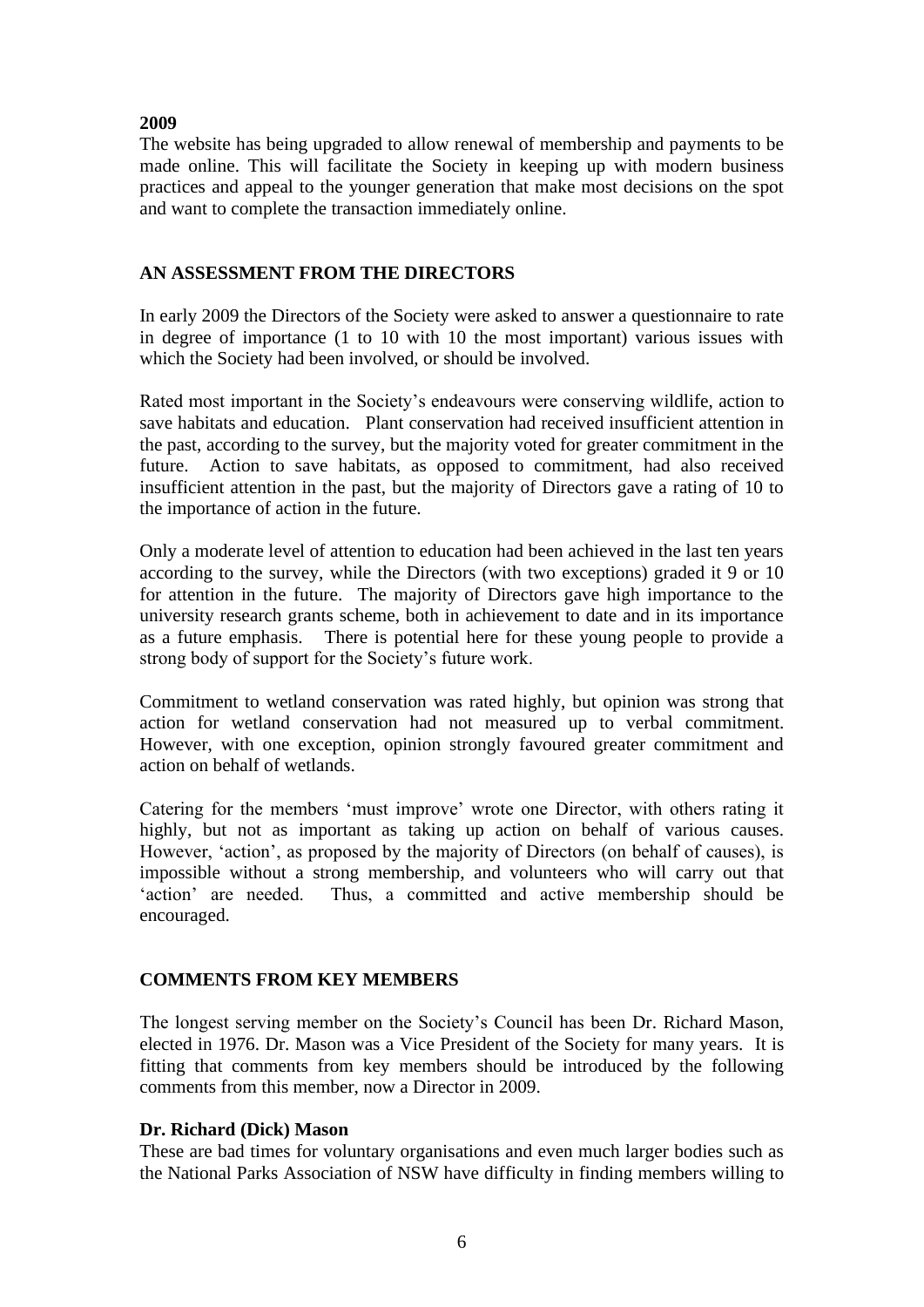**2009**

The website has being upgraded to allow renewal of membership and payments to be made online. This will facilitate the Society in keeping up with modern business practices and appeal to the younger generation that make most decisions on the spot and want to complete the transaction immediately online.

## AN ASSESSMENT FROM THE DIRECTORS

In early 2009 the Directors of the Society were asked to answer a questionnaire to rate in degree of importance (1 to 10 with 10 the most important) various issues with which the Society had been involved, or should be involved.

Rated most important in the Society's endeavours were conserving wildlife, action to save habitats and education. Plant conservation had received insufficient attention in the past, according to the survey, but the majority voted for greater commitment in the future. Action to save habitats, as opposed to commitment, had also received insufficient attention in the past, but the majority of Directors gave a rating of 10 to the importance of action in the future.

Only a moderate level of attention to education had been achieved in the last ten years according to the survey, while the Directors (with two exceptions) graded it 9 or 10 for attention in the future. The majority of Directors gave high importance to the university research grants scheme, both in achievement to date and in its importance as a future emphasis. There is potential here for these young people to provide a strong body of support for the Society's future work.

Commitment to wetland conservation was rated highly, but opinion was strong that action for wetland conservation had not measured up to verbal commitment. However, with one exception, opinion strongly favoured greater commitment and action on behalf of wetlands.

Catering for the members 'must improve' wrote one Director, with others rating it highly, but not as important as taking up action on behalf of various causes. However, 'action', as proposed by the majority of Directors (on behalf of causes), is impossible without a strong membership, and volunteers who will carry out that 'action' are needed. Thus, a committed and active membership should be encouraged.

## COMMENTS FROM KEY MEMBERS

The longest serving member on the Society's Council has been Dr. Richard Mason, elected in 1976. Dr. Mason was a Vice President of the Society for many years. It is fitting that comments from key members should be introduced by the following comments from this member, now a Director in 2009.

**Dr. Richard (Dick) Mason**

These are bad times for voluntary organisations and even much larger bodies such as the National Parks Association of NSW have difficulty in finding members willing to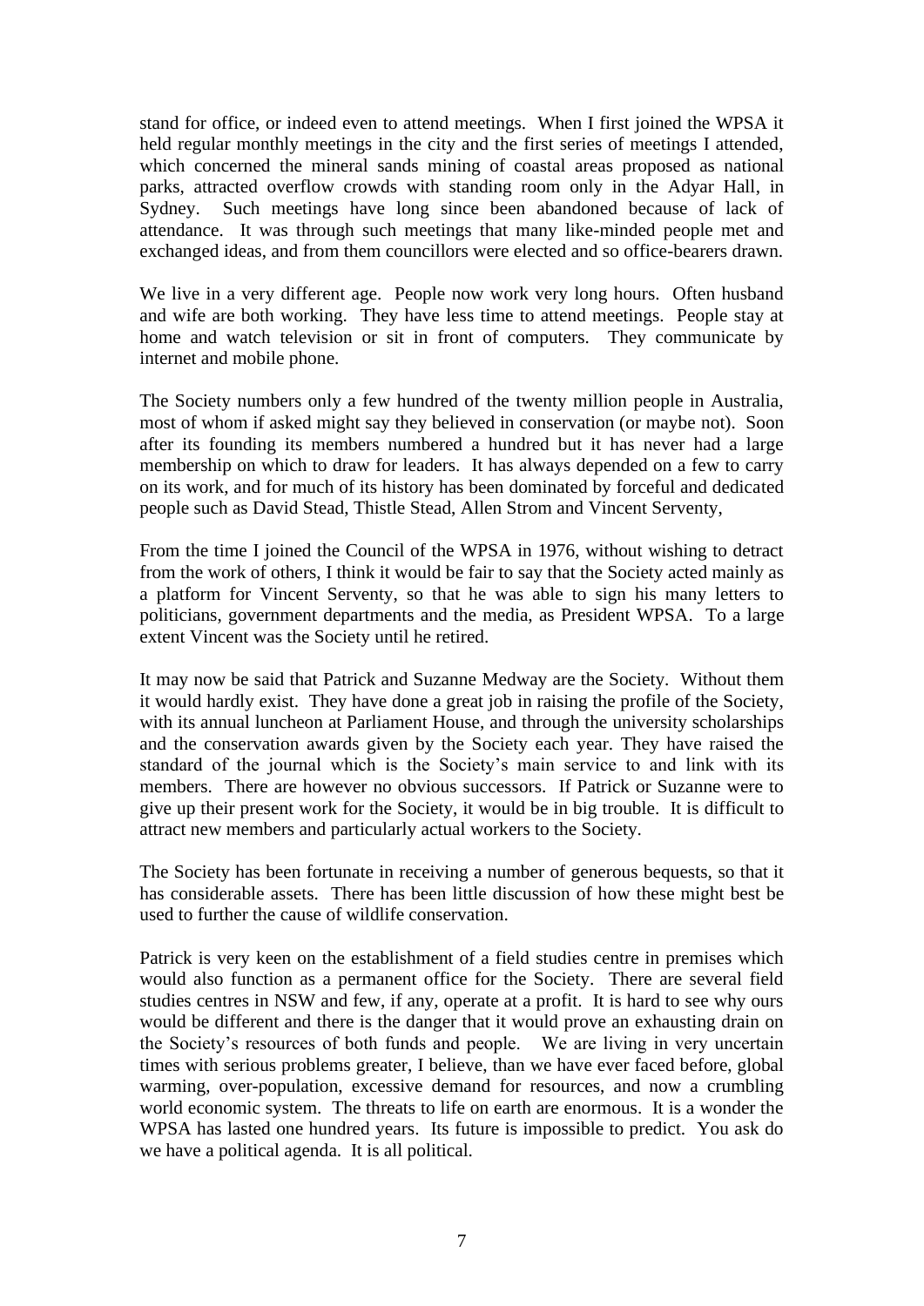stand for office, or indeed even to attend meetings. When I first joined the WPSA it held regular monthly meetings in the city and the first series of meetings I attended, which concerned the mineral sands mining of coastal areas proposed as national parks, attracted overflow crowds with standing room only in the Adyar Hall, in Sydney. Such meetings have long since been abandoned because of lack of attendance. It was through such meetings that many like-minded people met and exchanged ideas, and from them councillors were elected and so office-bearers drawn.

We live in a very different age. People now work very long hours. Often husband and wife are both working. They have less time to attend meetings. People stay at home and watch television or sit in front of computers. They communicate by internet and mobile phone.

The Society numbers only a few hundred of the twenty million people in Australia, most of whom if asked might say they believed in conservation (or maybe not). Soon after its founding its members numbered a hundred but it has never had a large membership on which to draw for leaders. It has always depended on a few to carry on its work, and for much of its history has been dominated by forceful and dedicated people such as David Stead, Thistle Stead, Allen Strom and Vincent Serventy,

From the time I joined the Council of the WPSA in 1976, without wishing to detract from the work of others, I think it would be fair to say that the Society acted mainly as a platform for Vincent Serventy, so that he was able to sign his many letters to politicians, government departments and the media, as President WPSA. To a large extent Vincent was the Society until he retired.

It may now be said that Patrick and Suzanne Medway are the Society. Without them it would hardly exist. They have done a great job in raising the profile of the Society, with its annual luncheon at Parliament House, and through the university scholarships and the conservation awards given by the Society each year. They have raised the standard of the journal which is the Society's main service to and link with its members. There are however no obvious successors. If Patrick or Suzanne were to give up their present work for the Society, it would be in big trouble. It is difficult to attract new members and particularly actual workers to the Society.

The Society has been fortunate in receiving a number of generous bequests, so that it has considerable assets. There has been little discussion of how these might best be used to further the cause of wildlife conservation.

Patrick is very keen on the establishment of a field studies centre in premises which would also function as a permanent office for the Society. There are several field studies centres in NSW and few, if any, operate at a profit. It is hard to see why ours would be different and there is the danger that it would prove an exhausting drain on the Society's resources of both funds and people. We are living in very uncertain times with serious problems greater, I believe, than we have ever faced before, global warming, over-population, excessive demand for resources, and now a crumbling world economic system. The threats to life on earth are enormous. It is a wonder the WPSA has lasted one hundred years. Its future is impossible to predict. You ask do we have a political agenda. It is all political.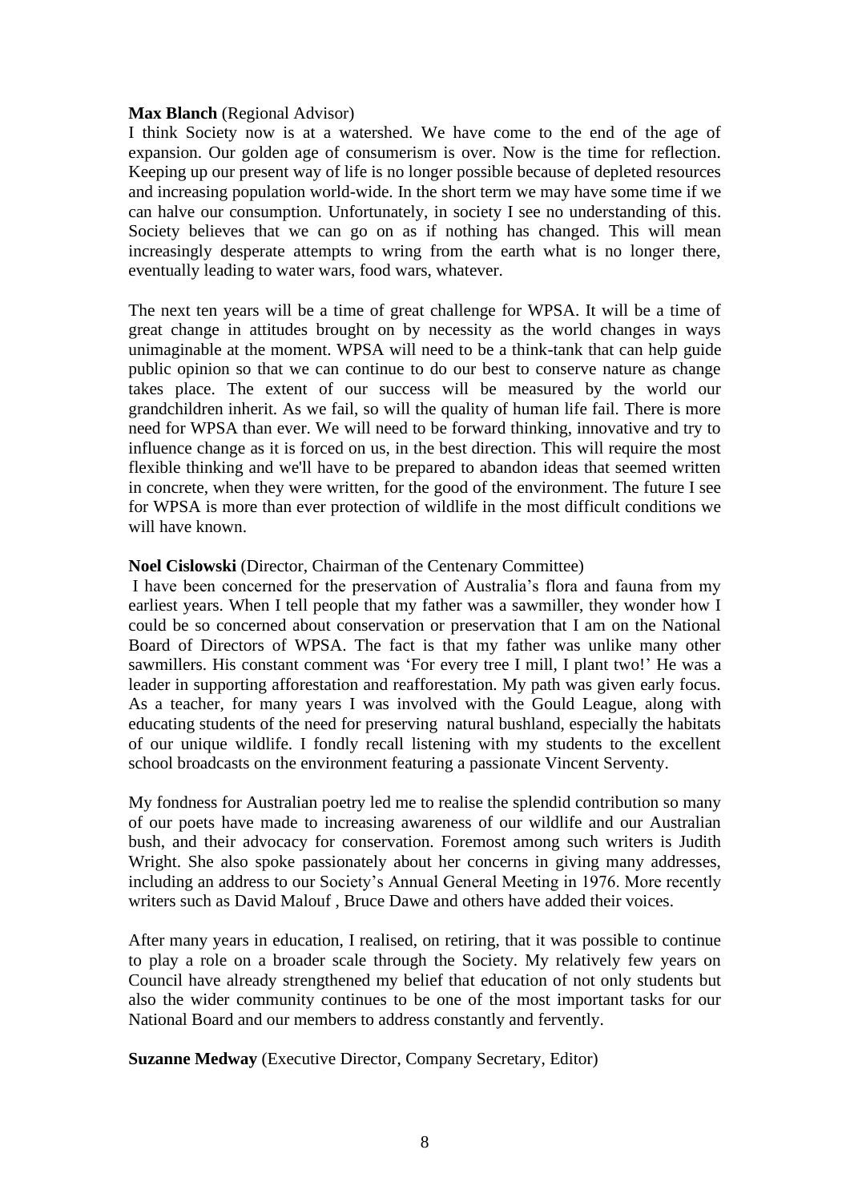**Max Blanch** (Regional Advisor)

I think Society now is at a watershed. We have come to the end of the age of expansion. Our golden age of consumerism is over. Now is the time for reflection. Keeping up our present way of life is no longer possible because of depleted resources and increasing population world-wide. In the short term we may have some time if we can halve our consumption. Unfortunately, in society I see no understanding of this. Society believes that we can go on as if nothing has changed. This will mean increasingly desperate attempts to wring from the earth what is no longer there, eventually leading to water wars, food wars, whatever.

The next ten years will be a time of great challenge for WPSA. It will be a time of great change in attitudes brought on by necessity as the world changes in ways unimaginable at the moment. WPSA will need to be a think-tank that can help guide public opinion so that we can continue to do our best to conserve nature as change takes place. The extent of our success will be measured by the world our grandchildren inherit. As we fail, so will the quality of human life fail. There is more need for WPSA than ever. We will need to be forward thinking, innovative and try to influence change as it is forced on us, in the best direction. This will require the most flexible thinking and we'll have to be prepared to abandon ideas that seemed written in concrete, when they were written, for the good of the environment. The future I see for WPSA is more than ever protection of wildlife in the most difficult conditions we will have known.

**Noel Cislowski** (Director, Chairman of the Centenary Committee)

I have been concerned for the preservation of Australia's flora and fauna from my earliest years. When I tell people that my father was a sawmiller, they wonder how I could be so concerned about conservation or preservation that I am on the National Board of Directors of WPSA. The fact is that my father was unlike many other sawmillers. His constant comment was 'For every tree I mill, I plant two!' He was a leader in supporting afforestation and reafforestation. My path was given early focus. As a teacher, for many years I was involved with the Gould League, along with educating students of the need for preserving natural bushland, especially the habitats of our unique wildlife. I fondly recall listening with my students to the excellent school broadcasts on the environment featuring a passionate Vincent Serventy.

My fondness for Australian poetry led me to realise the splendid contribution so many of our poets have made to increasing awareness of our wildlife and our Australian bush, and their advocacy for conservation. Foremost among such writers is Judith Wright. She also spoke passionately about her concerns in giving many addresses, including an address to our Society's Annual General Meeting in 1976. More recently writers such as David Malouf , Bruce Dawe and others have added their voices.

After many years in education, I realised, on retiring, that it was possible to continue to play a role on a broader scale through the Society. My relatively few years on Council have already strengthened my belief that education of not only students but also the wider community continues to be one of the most important tasks for our National Board and our members to address constantly and fervently.

**Suzanne Medway** (Executive Director, Company Secretary, Editor)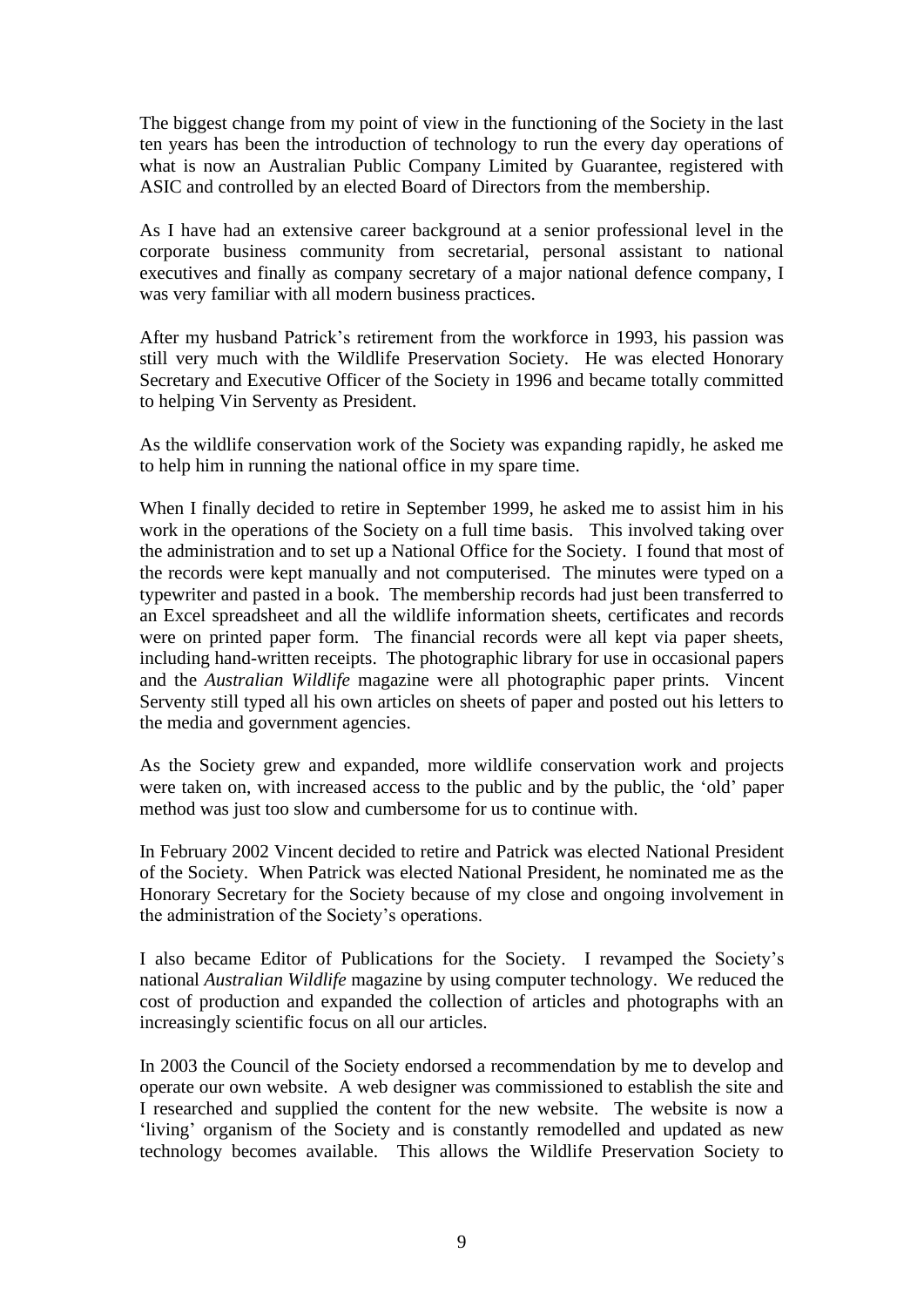The biggest change from my point of view in the functioning of the Society in the last ten years has been the introduction of technology to run the every day operations of what is now an Australian Public Company Limited by Guarantee, registered with ASIC and controlled by an elected Board of Directors from the membership.

As I have had an extensive career background at a senior professional level in the corporate business community from secretarial, personal assistant to national executives and finally as company secretary of a major national defence company, I was very familiar with all modern business practices.

After my husband Patrick's retirement from the workforce in 1993, his passion was still very much with the Wildlife Preservation Society. He was elected Honorary Secretary and Executive Officer of the Society in 1996 and became totally committed to helping Vin Serventy as President.

As the wildlife conservation work of the Society was expanding rapidly, he asked me to help him in running the national office in my spare time.

When I finally decided to retire in September 1999, he asked me to assist him in his work in the operations of the Society on a full time basis. This involved taking over the administration and to set up a National Office for the Society. I found that most of the records were kept manually and not computerised. The minutes were typed on a typewriter and pasted in a book. The membership records had just been transferred to an Excel spreadsheet and all the wildlife information sheets, certificates and records were on printed paper form. The financial records were all kept via paper sheets, including hand-written receipts. The photographic library for use in occasional papers and the *Australian Wildlife* magazine were all photographic paper prints. Vincent Serventy still typed all his own articles on sheets of paper and posted out his letters to the media and government agencies.

As the Society grew and expanded, more wildlife conservation work and projects were taken on, with increased access to the public and by the public, the 'old' paper method was just too slow and cumbersome for us to continue with.

In February 2002 Vincent decided to retire and Patrick was elected National President of the Society. When Patrick was elected National President, he nominated me as the Honorary Secretary for the Society because of my close and ongoing involvement in the administration of the Society's operations.

I also became Editor of Publications for the Society. I revamped the Society's national *Australian Wildlife* magazine by using computer technology. We reduced the cost of production and expanded the collection of articles and photographs with an increasingly scientific focus on all our articles.

In 2003 the Council of the Society endorsed a recommendation by me to develop and operate our own website. A web designer was commissioned to establish the site and I researched and supplied the content for the new website. The website is now a 'living' organism of the Society and is constantly remodelled and updated as new technology becomes available. This allows the Wildlife Preservation Society to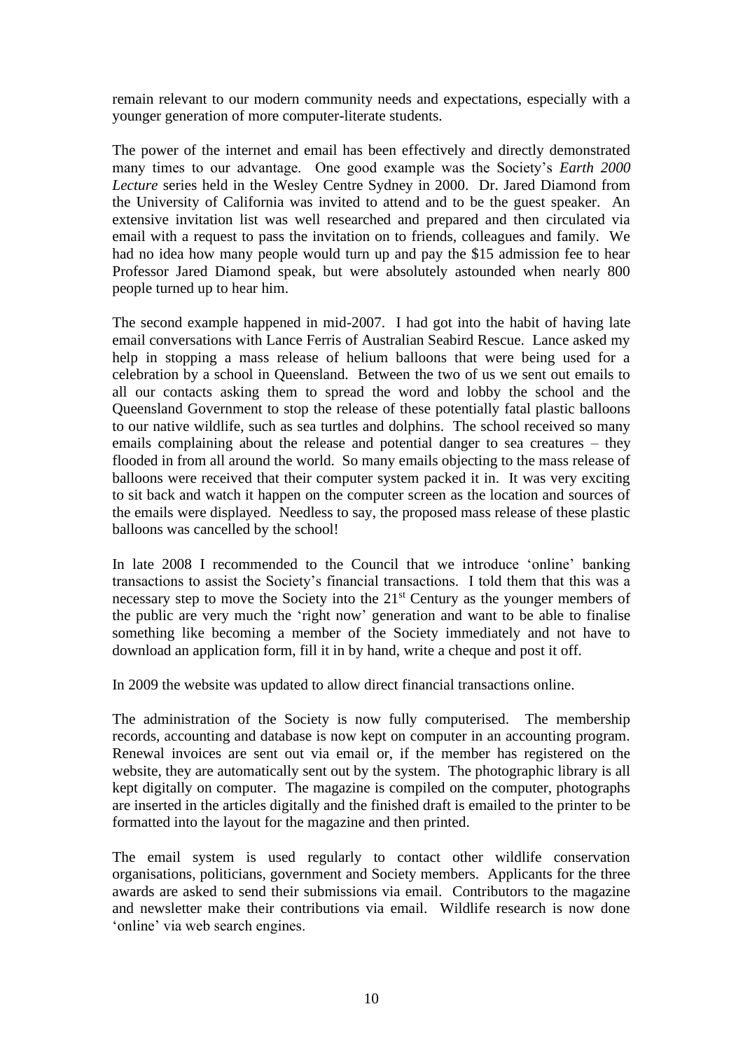remain relevant to our modern community needs and expectations, especially with a younger generation of more computer-literate students.

The power of the internet and email has been effectively and directly demonstrated many times to our advantage. One good example was the Society's *Earth 2000 Lecture* series held in the Wesley Centre Sydney in 2000. Dr. Jared Diamond from the University of California was invited to attend and to be the guest speaker. An extensive invitation list was well researched and prepared and then circulated via email with a request to pass the invitation on to friends, colleagues and family. We had no idea how many people would turn up and pay the $15 admission fee to hear Professor Jared Diamond speak, but were absolutely astounded when nearly 800 people turned up to hear him.

The second example happened in mid-2007. I had got into the habit of having late email conversations with Lance Ferris of Australian Seabird Rescue. Lance asked my help in stopping a mass release of helium balloons that were being used for a celebration by a school in Queensland. Between the two of us we sent out emails to all our contacts asking them to spread the word and lobby the school and the Queensland Government to stop the release of these potentially fatal plastic balloons to our native wildlife, such as sea turtles and dolphins. The school received so many emails complaining about the release and potential danger to sea creatures – they flooded in from all around the world. So many emails objecting to the mass release of balloons were received that their computer system packed it in. It was very exciting to sit back and watch it happen on the computer screen as the location and sources of the emails were displayed. Needless to say, the proposed mass release of these plastic balloons was cancelled by the school!

In late 2008 I recommended to the Council that we introduce 'online' banking transactions to assist the Society's financial transactions. I told them that this was a necessary step to move the Society into the 21st Century as the younger members of the public are very much the 'right now' generation and want to be able to finalise something like becoming a member of the Society immediately and not have to download an application form, fill it in by hand, write a cheque and post it off.

In 2009 the website was updated to allow direct financial transactions online.

The administration of the Society is now fully computerised. The membership records, accounting and database is now kept on computer in an accounting program. Renewal invoices are sent out via email or, if the member has registered on the website, they are automatically sent out by the system. The photographic library is all kept digitally on computer. The magazine is compiled on the computer, photographs are inserted in the articles digitally and the finished draft is emailed to the printer to be formatted into the layout for the magazine and then printed.

The email system is used regularly to contact other wildlife conservation organisations, politicians, government and Society members. Applicants for the three awards are asked to send their submissions via email. Contributors to the magazine and newsletter make their contributions via email. Wildlife research is now done 'online' via web search engines.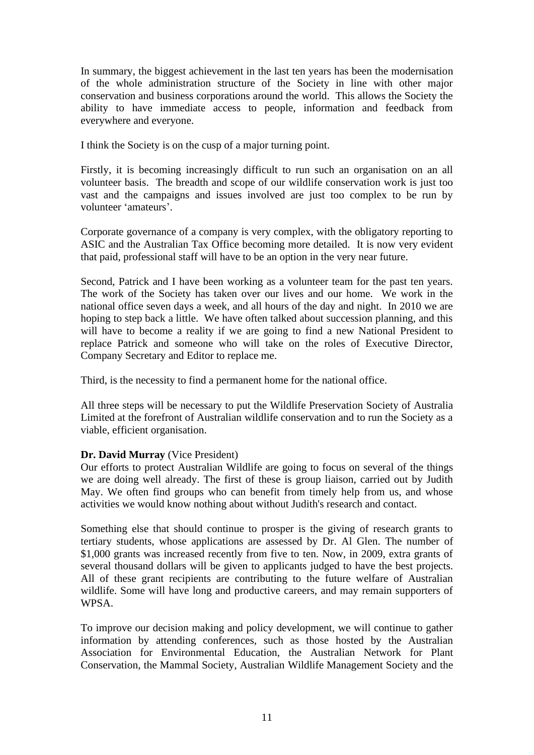In summary, the biggest achievement in the last ten years has been the modernisation of the whole administration structure of the Society in line with other major conservation and business corporations around the world. This allows the Society the ability to have immediate access to people, information and feedback from everywhere and everyone.

I think the Society is on the cusp of a major turning point.

Firstly, it is becoming increasingly difficult to run such an organisation on an all volunteer basis. The breadth and scope of our wildlife conservation work is just too vast and the campaigns and issues involved are just too complex to be run by volunteer 'amateurs'.

Corporate governance of a company is very complex, with the obligatory reporting to ASIC and the Australian Tax Office becoming more detailed. It is now very evident that paid, professional staff will have to be an option in the very near future.

Second, Patrick and I have been working as a volunteer team for the past ten years. The work of the Society has taken over our lives and our home. We work in the national office seven days a week, and all hours of the day and night. In 2010 we are hoping to step back a little. We have often talked about succession planning, and this will have to become a reality if we are going to find a new National President to replace Patrick and someone who will take on the roles of Executive Director, Company Secretary and Editor to replace me.

Third, is the necessity to find a permanent home for the national office.

All three steps will be necessary to put the Wildlife Preservation Society of Australia Limited at the forefront of Australian wildlife conservation and to run the Society as a viable, efficient organisation.

**Dr. David Murray** (Vice President)
Our efforts to protect Australian Wildlife are going to focus on several of the things we are doing well already. The first of these is group liaison, carried out by Judith May. We often find groups who can benefit from timely help from us, and whose activities we would know nothing about without Judith's research and contact.

Something else that should continue to prosper is the giving of research grants to tertiary students, whose applications are assessed by Dr. Al Glen. The number of $1,000 grants was increased recently from five to ten. Now, in 2009, extra grants of several thousand dollars will be given to applicants judged to have the best projects. All of these grant recipients are contributing to the future welfare of Australian wildlife. Some will have long and productive careers, and may remain supporters of WPSA.

To improve our decision making and policy development, we will continue to gather information by attending conferences, such as those hosted by the Australian Association for Environmental Education, the Australian Network for Plant Conservation, the Mammal Society, Australian Wildlife Management Society and the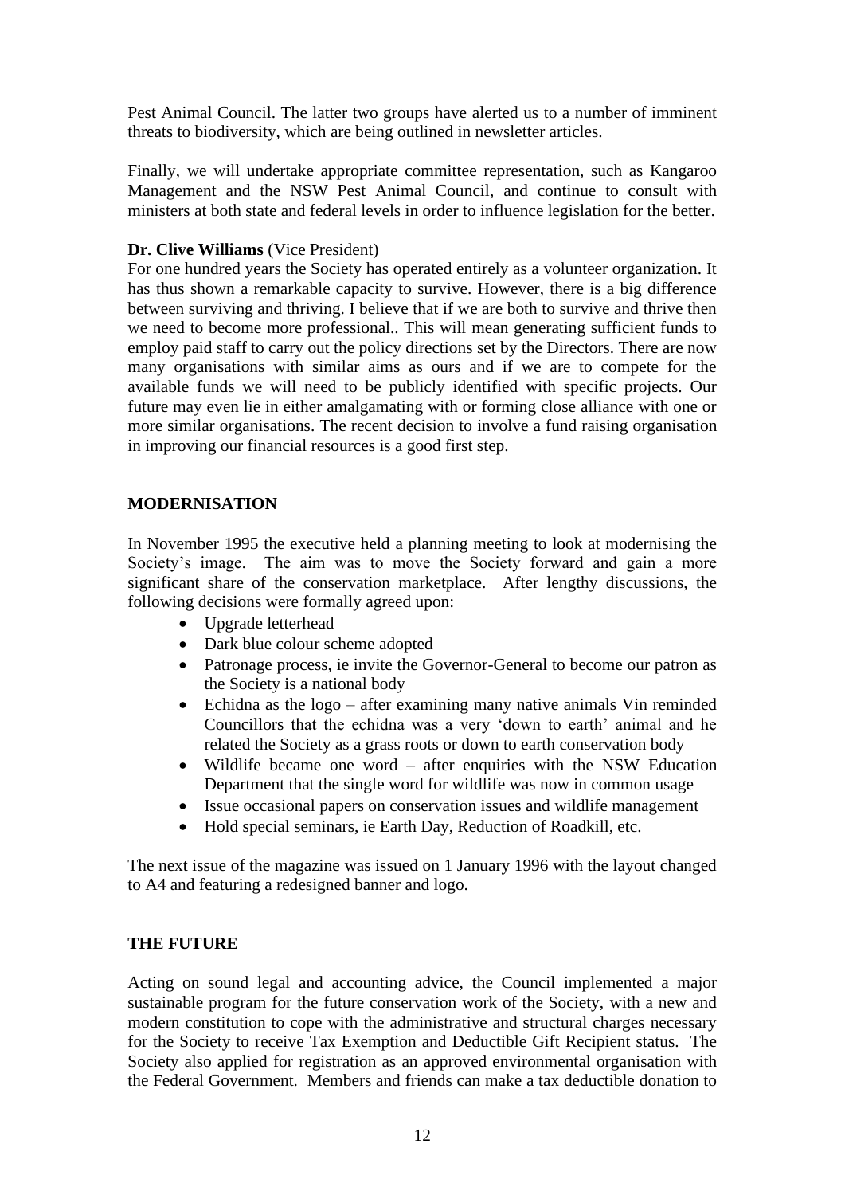Pest Animal Council. The latter two groups have alerted us to a number of imminent threats to biodiversity, which are being outlined in newsletter articles.

Finally, we will undertake appropriate committee representation, such as Kangaroo Management and the NSW Pest Animal Council, and continue to consult with ministers at both state and federal levels in order to influence legislation for the better.

**Dr. Clive Williams** (Vice President)
For one hundred years the Society has operated entirely as a volunteer organization. It has thus shown a remarkable capacity to survive. However, there is a big difference between surviving and thriving. I believe that if we are both to survive and thrive then we need to become more professional.. This will mean generating sufficient funds to employ paid staff to carry out the policy directions set by the Directors. There are now many organisations with similar aims as ours and if we are to compete for the available funds we will need to be publicly identified with specific projects. Our future may even lie in either amalgamating with or forming close alliance with one or more similar organisations. The recent decision to involve a fund raising organisation in improving our financial resources is a good first step.

## MODERNISATION

In November 1995 the executive held a planning meeting to look at modernising the Society's image. The aim was to move the Society forward and gain a more significant share of the conservation marketplace. After lengthy discussions, the following decisions were formally agreed upon:

- Upgrade letterhead
- Dark blue colour scheme adopted
- Patronage process, ie invite the Governor-General to become our patron as the Society is a national body
- Echidna as the logo – after examining many native animals Vin reminded Councillors that the echidna was a very 'down to earth' animal and he related the Society as a grass roots or down to earth conservation body
- Wildlife became one word – after enquiries with the NSW Education Department that the single word for wildlife was now in common usage
- Issue occasional papers on conservation issues and wildlife management
- Hold special seminars, ie Earth Day, Reduction of Roadkill, etc.

The next issue of the magazine was issued on 1 January 1996 with the layout changed to A4 and featuring a redesigned banner and logo.

## THE FUTURE

Acting on sound legal and accounting advice, the Council implemented a major sustainable program for the future conservation work of the Society, with a new and modern constitution to cope with the administrative and structural charges necessary for the Society to receive Tax Exemption and Deductible Gift Recipient status. The Society also applied for registration as an approved environmental organisation with the Federal Government. Members and friends can make a tax deductible donation to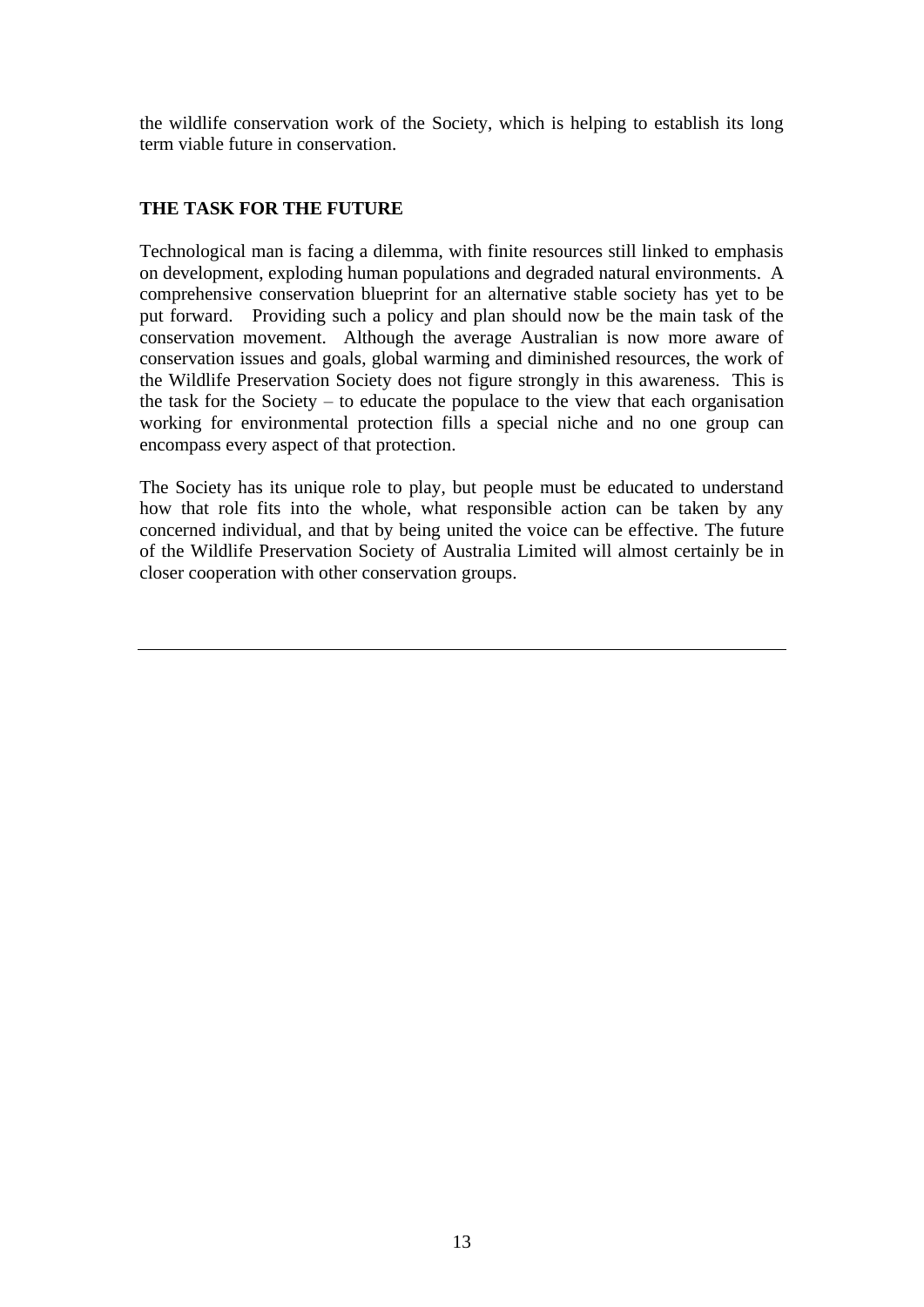the wildlife conservation work of the Society, which is helping to establish its long term viable future in conservation.

## THE TASK FOR THE FUTURE

Technological man is facing a dilemma, with finite resources still linked to emphasis on development, exploding human populations and degraded natural environments. A comprehensive conservation blueprint for an alternative stable society has yet to be put forward. Providing such a policy and plan should now be the main task of the conservation movement. Although the average Australian is now more aware of conservation issues and goals, global warming and diminished resources, the work of the Wildlife Preservation Society does not figure strongly in this awareness. This is the task for the Society – to educate the populace to the view that each organisation working for environmental protection fills a special niche and no one group can encompass every aspect of that protection.

The Society has its unique role to play, but people must be educated to understand how that role fits into the whole, what responsible action can be taken by any concerned individual, and that by being united the voice can be effective. The future of the Wildlife Preservation Society of Australia Limited will almost certainly be in closer cooperation with other conservation groups.

---